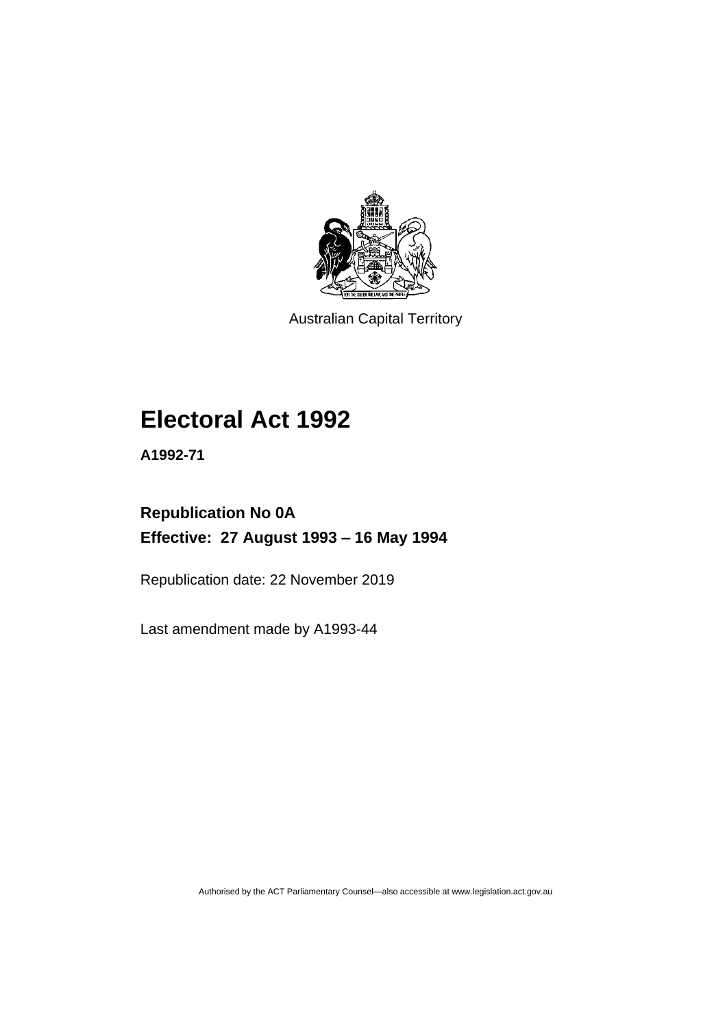Australian Capital Territory

# Electoral Act 1992

**A1992-71**

## Republication No 0A

**Effective: 27 August 1993 – 16 May 1994**

Republication date: 22 November 2019

Last amendment made by A1993-44

Authorised by the ACT Parliamentary Counsel—also accessible at www.legislation.act.gov.au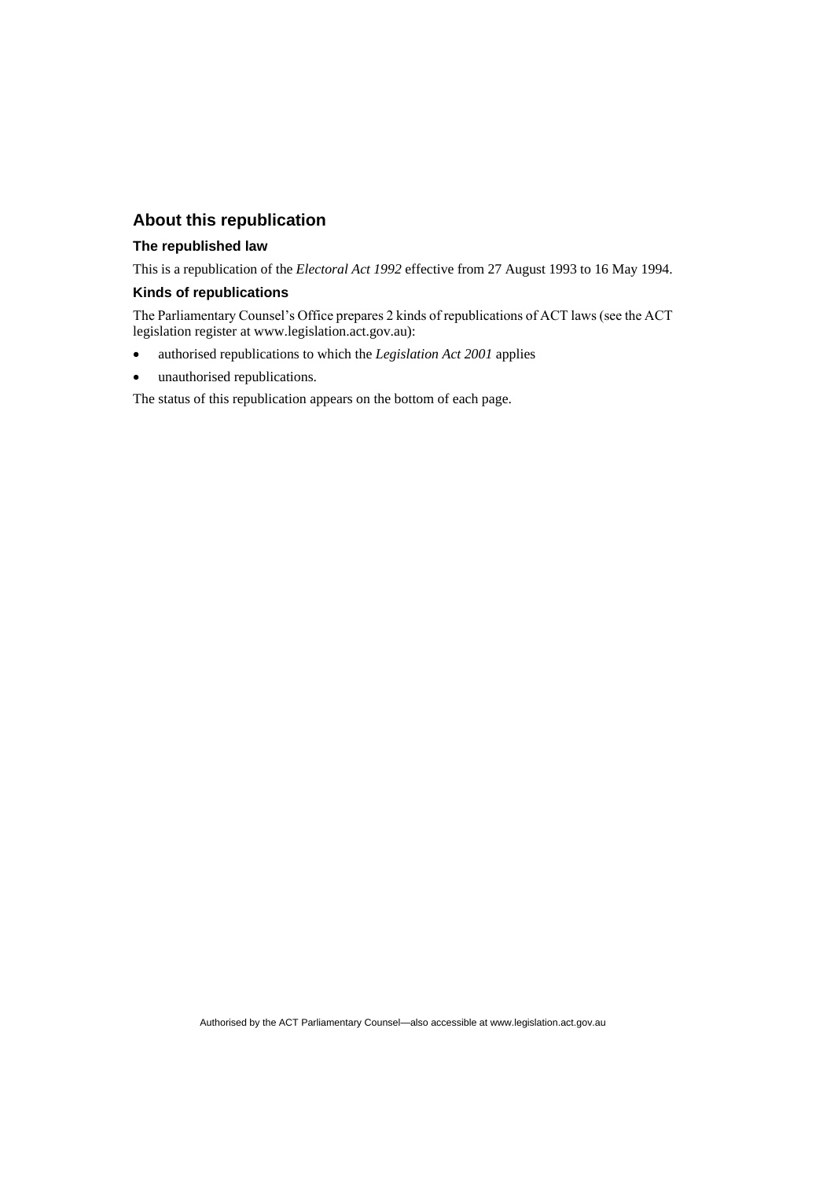## About this republication

### The republished law

This is a republication of the *Electoral Act 1992* effective from 27 August 1993 to 16 May 1994.

### Kinds of republications

The Parliamentary Counsel's Office prepares 2 kinds of republications of ACT laws (see the ACT legislation register at www.legislation.act.gov.au):

- authorised republications to which the *Legislation Act 2001* applies
- unauthorised republications.

The status of this republication appears on the bottom of each page.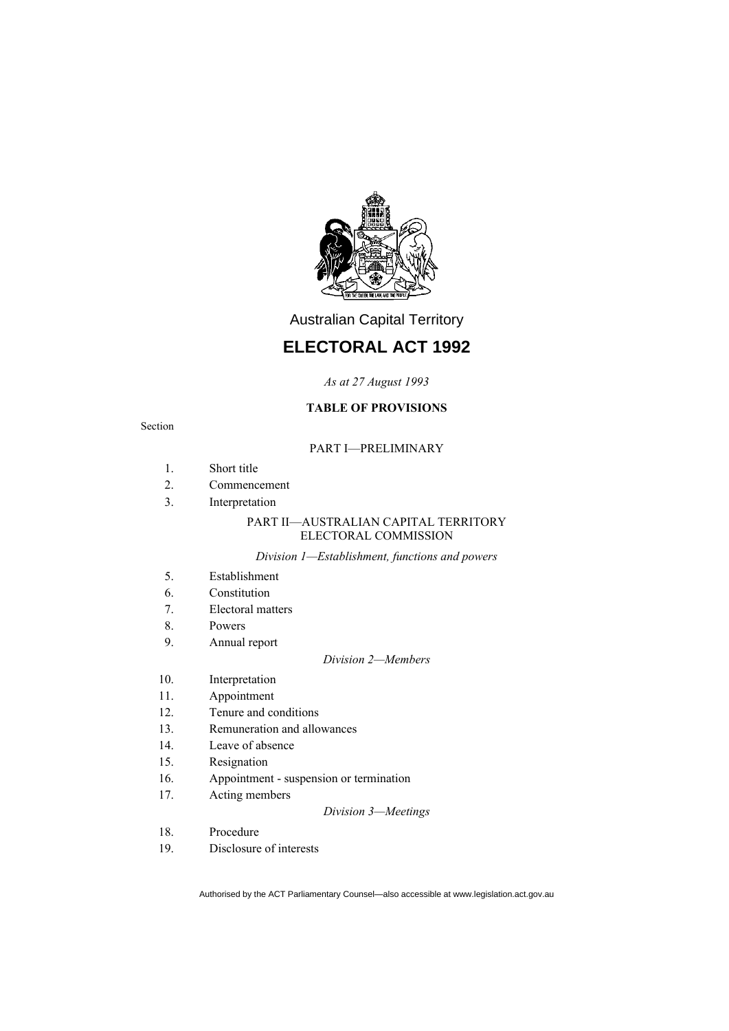Australian Capital Territory

# ELECTORAL ACT 1992

*As at 27 August 1993*

**TABLE OF PROVISIONS**

Section

PART I—PRELIMINARY

1. Short title
2. Commencement
3. Interpretation

PART II—AUSTRALIAN CAPITAL TERRITORY ELECTORAL COMMISSION

*Division 1—Establishment, functions and powers*

5. Establishment
6. Constitution
7. Electoral matters
8. Powers
9. Annual report

*Division 2—Members*

10. Interpretation
11. Appointment
12. Tenure and conditions
13. Remuneration and allowances
14. Leave of absence
15. Resignation
16. Appointment - suspension or termination
17. Acting members

*Division 3—Meetings*

18. Procedure
19. Disclosure of interests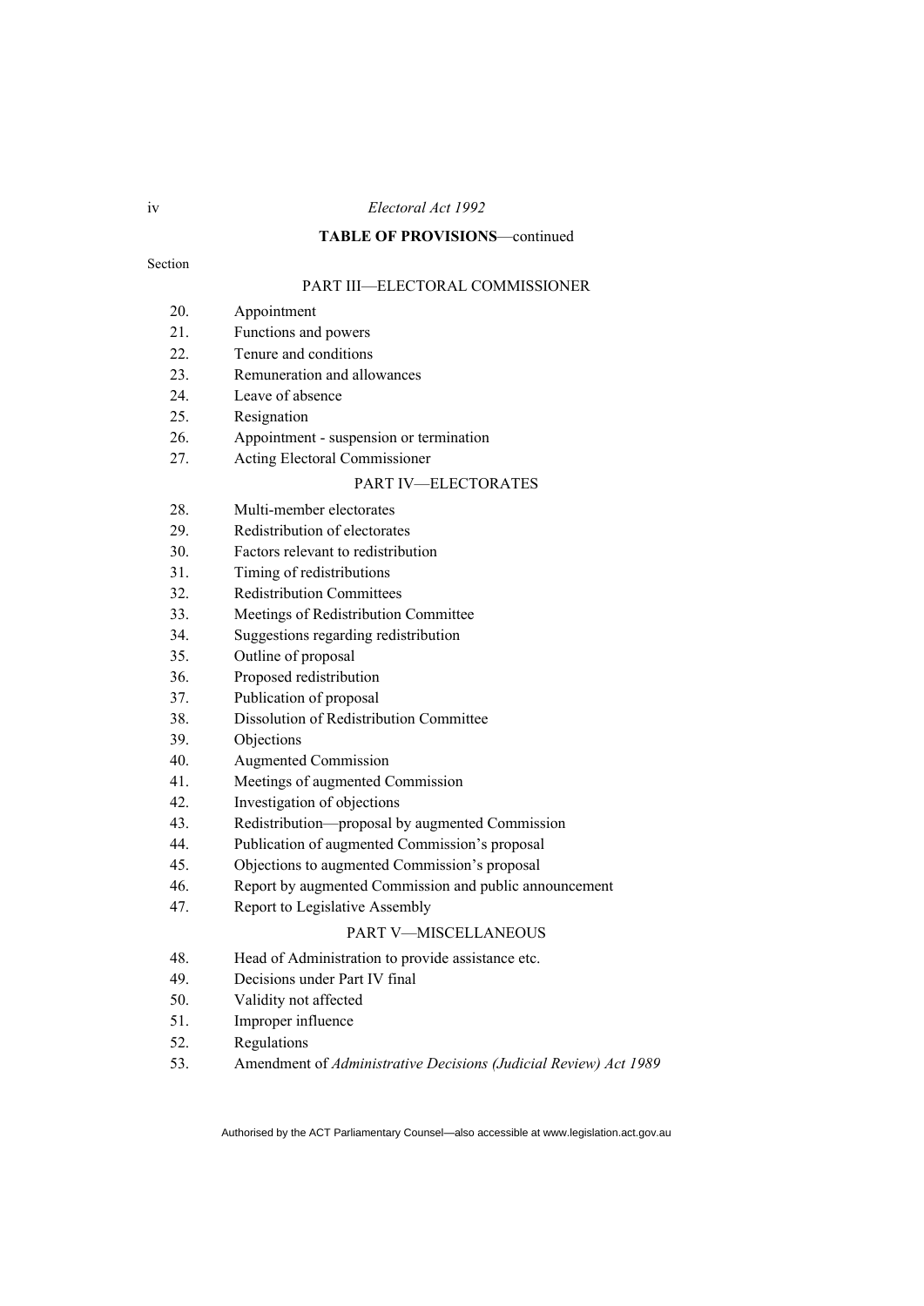**TABLE OF PROVISIONS**—continued

Section

PART III—ELECTORAL COMMISSIONER

20. Appointment
21. Functions and powers
22. Tenure and conditions
23. Remuneration and allowances
24. Leave of absence
25. Resignation
26. Appointment - suspension or termination
27. Acting Electoral Commissioner

PART IV—ELECTORATES

28. Multi-member electorates
29. Redistribution of electorates
30. Factors relevant to redistribution
31. Timing of redistributions
32. Redistribution Committees
33. Meetings of Redistribution Committee
34. Suggestions regarding redistribution
35. Outline of proposal
36. Proposed redistribution
37. Publication of proposal
38. Dissolution of Redistribution Committee
39. Objections
40. Augmented Commission
41. Meetings of augmented Commission
42. Investigation of objections
43. Redistribution—proposal by augmented Commission
44. Publication of augmented Commission's proposal
45. Objections to augmented Commission's proposal
46. Report by augmented Commission and public announcement
47. Report to Legislative Assembly

PART V—MISCELLANEOUS

48. Head of Administration to provide assistance etc.
49. Decisions under Part IV final
50. Validity not affected
51. Improper influence
52. Regulations
53. Amendment of *Administrative Decisions (Judicial Review) Act 1989*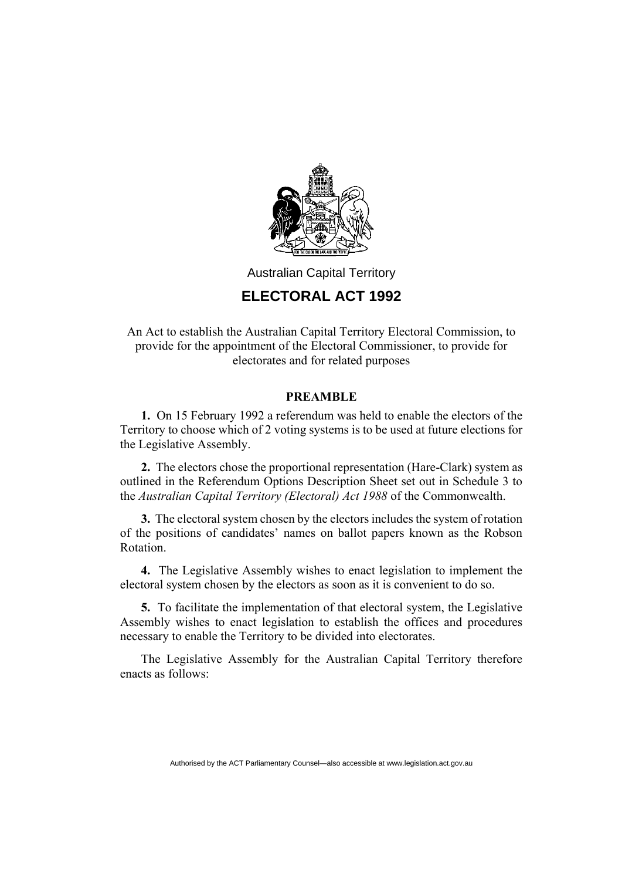Australian Capital Territory

# ELECTORAL ACT 1992

An Act to establish the Australian Capital Territory Electoral Commission, to provide for the appointment of the Electoral Commissioner, to provide for electorates and for related purposes

## PREAMBLE

**1.** On 15 February 1992 a referendum was held to enable the electors of the Territory to choose which of 2 voting systems is to be used at future elections for the Legislative Assembly.

**2.** The electors chose the proportional representation (Hare-Clark) system as outlined in the Referendum Options Description Sheet set out in Schedule 3 to the *Australian Capital Territory (Electoral) Act 1988* of the Commonwealth.

**3.** The electoral system chosen by the electors includes the system of rotation of the positions of candidates' names on ballot papers known as the Robson Rotation.

**4.** The Legislative Assembly wishes to enact legislation to implement the electoral system chosen by the electors as soon as it is convenient to do so.

**5.** To facilitate the implementation of that electoral system, the Legislative Assembly wishes to enact legislation to establish the offices and procedures necessary to enable the Territory to be divided into electorates.

The Legislative Assembly for the Australian Capital Territory therefore enacts as follows: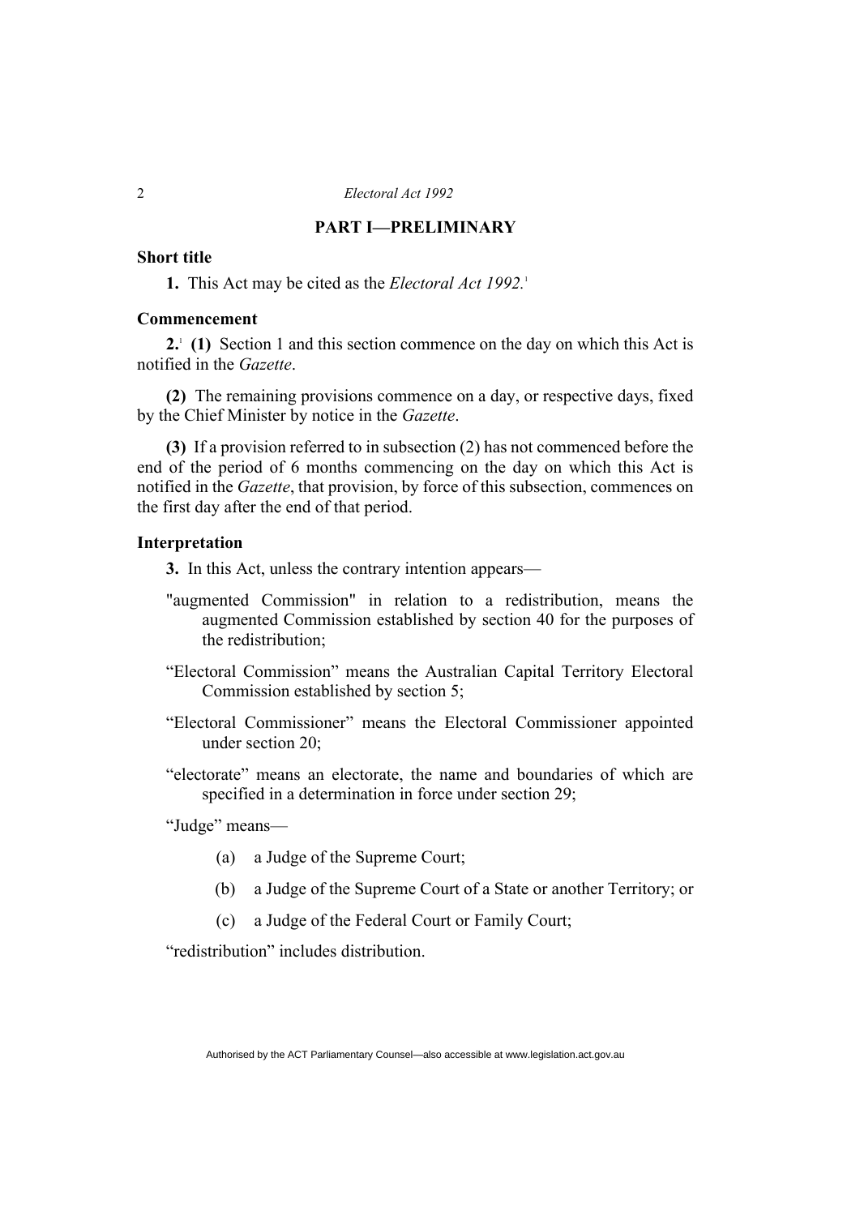## PART I—PRELIMINARY

### Short title

**1.** This Act may be cited as the *Electoral Act 1992*.[1]

### Commencement

**2.**[1] **(1)** Section 1 and this section commence on the day on which this Act is notified in the *Gazette*.

**(2)** The remaining provisions commence on a day, or respective days, fixed by the Chief Minister by notice in the *Gazette*.

**(3)** If a provision referred to in subsection (2) has not commenced before the end of the period of 6 months commencing on the day on which this Act is notified in the *Gazette*, that provision, by force of this subsection, commences on the first day after the end of that period.

### Interpretation

**3.** In this Act, unless the contrary intention appears—

"augmented Commission" in relation to a redistribution, means the augmented Commission established by section 40 for the purposes of the redistribution;

"Electoral Commission" means the Australian Capital Territory Electoral Commission established by section 5;

"Electoral Commissioner" means the Electoral Commissioner appointed under section 20;

"electorate" means an electorate, the name and boundaries of which are specified in a determination in force under section 29;

"Judge" means—

(a) a Judge of the Supreme Court;

(b) a Judge of the Supreme Court of a State or another Territory; or

(c) a Judge of the Federal Court or Family Court;

"redistribution" includes distribution.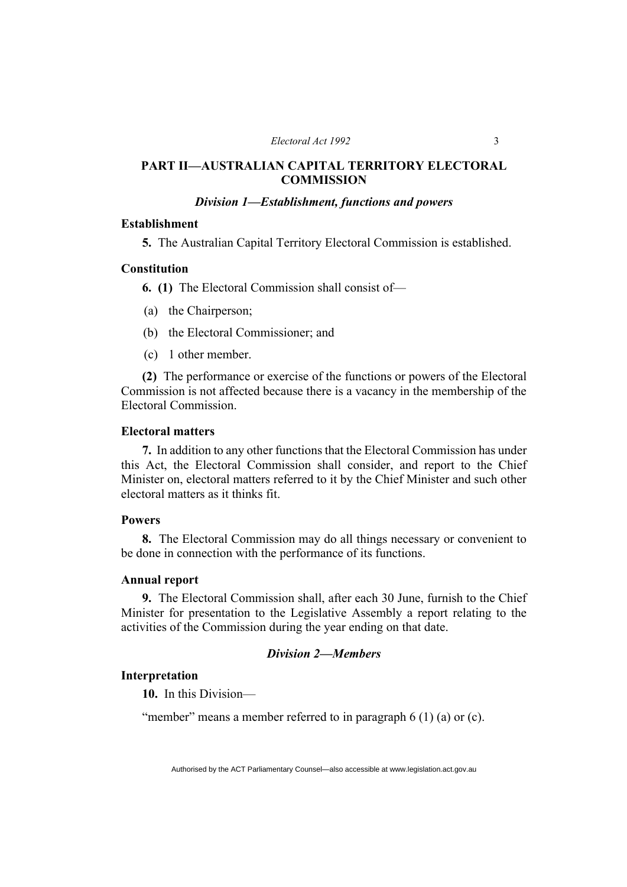## PART II—AUSTRALIAN CAPITAL TERRITORY ELECTORAL COMMISSION

### *Division 1—Establishment, functions and powers*

**Establishment**

**5.** The Australian Capital Territory Electoral Commission is established.

**Constitution**

**6. (1)** The Electoral Commission shall consist of—

(a) the Chairperson;

(b) the Electoral Commissioner; and

(c) 1 other member.

**(2)** The performance or exercise of the functions or powers of the Electoral Commission is not affected because there is a vacancy in the membership of the Electoral Commission.

**Electoral matters**

**7.** In addition to any other functions that the Electoral Commission has under this Act, the Electoral Commission shall consider, and report to the Chief Minister on, electoral matters referred to it by the Chief Minister and such other electoral matters as it thinks fit.

**Powers**

**8.** The Electoral Commission may do all things necessary or convenient to be done in connection with the performance of its functions.

**Annual report**

**9.** The Electoral Commission shall, after each 30 June, furnish to the Chief Minister for presentation to the Legislative Assembly a report relating to the activities of the Commission during the year ending on that date.

### *Division 2—Members*

**Interpretation**

**10.** In this Division—

"member" means a member referred to in paragraph 6 (1) (a) or (c).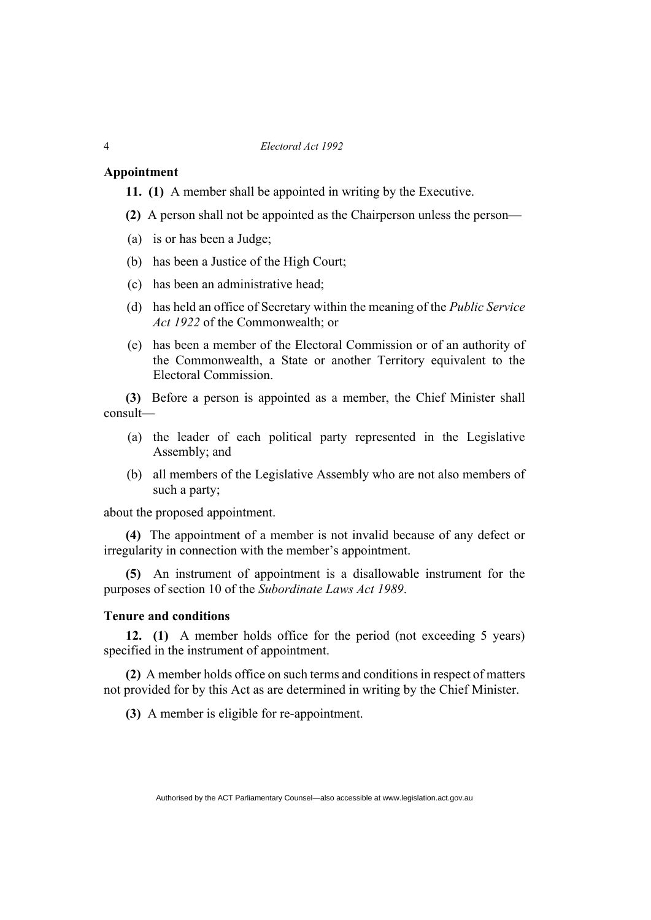### Appointment

**11. (1)** A member shall be appointed in writing by the Executive.

**(2)** A person shall not be appointed as the Chairperson unless the person—

(a) is or has been a Judge;

(b) has been a Justice of the High Court;

(c) has been an administrative head;

(d) has held an office of Secretary within the meaning of the *Public Service Act 1922* of the Commonwealth; or

(e) has been a member of the Electoral Commission or of an authority of the Commonwealth, a State or another Territory equivalent to the Electoral Commission.

**(3)** Before a person is appointed as a member, the Chief Minister shall consult—

(a) the leader of each political party represented in the Legislative Assembly; and

(b) all members of the Legislative Assembly who are not also members of such a party;

about the proposed appointment.

**(4)** The appointment of a member is not invalid because of any defect or irregularity in connection with the member's appointment.

**(5)** An instrument of appointment is a disallowable instrument for the purposes of section 10 of the *Subordinate Laws Act 1989*.

### Tenure and conditions

**12. (1)** A member holds office for the period (not exceeding 5 years) specified in the instrument of appointment.

**(2)** A member holds office on such terms and conditions in respect of matters not provided for by this Act as are determined in writing by the Chief Minister.

**(3)** A member is eligible for re-appointment.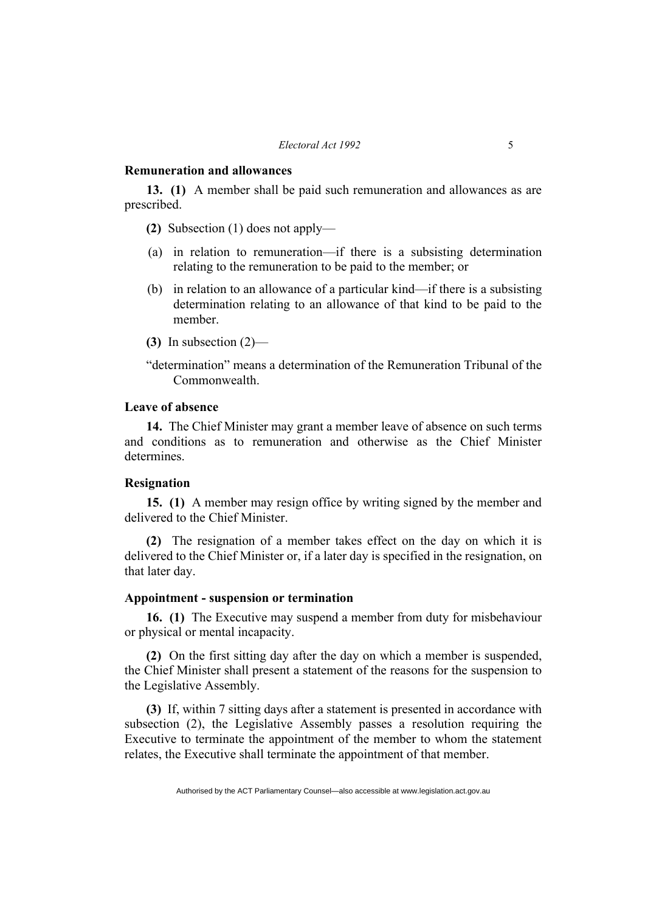**Remuneration and allowances**

**13. (1)** A member shall be paid such remuneration and allowances as are prescribed.

**(2)** Subsection (1) does not apply—

(a) in relation to remuneration—if there is a subsisting determination relating to the remuneration to be paid to the member; or

(b) in relation to an allowance of a particular kind—if there is a subsisting determination relating to an allowance of that kind to be paid to the member.

**(3)** In subsection (2)—

"determination" means a determination of the Remuneration Tribunal of the Commonwealth.

**Leave of absence**

**14.** The Chief Minister may grant a member leave of absence on such terms and conditions as to remuneration and otherwise as the Chief Minister determines.

**Resignation**

**15. (1)** A member may resign office by writing signed by the member and delivered to the Chief Minister.

**(2)** The resignation of a member takes effect on the day on which it is delivered to the Chief Minister or, if a later day is specified in the resignation, on that later day.

**Appointment - suspension or termination**

**16. (1)** The Executive may suspend a member from duty for misbehaviour or physical or mental incapacity.

**(2)** On the first sitting day after the day on which a member is suspended, the Chief Minister shall present a statement of the reasons for the suspension to the Legislative Assembly.

**(3)** If, within 7 sitting days after a statement is presented in accordance with subsection (2), the Legislative Assembly passes a resolution requiring the Executive to terminate the appointment of the member to whom the statement relates, the Executive shall terminate the appointment of that member.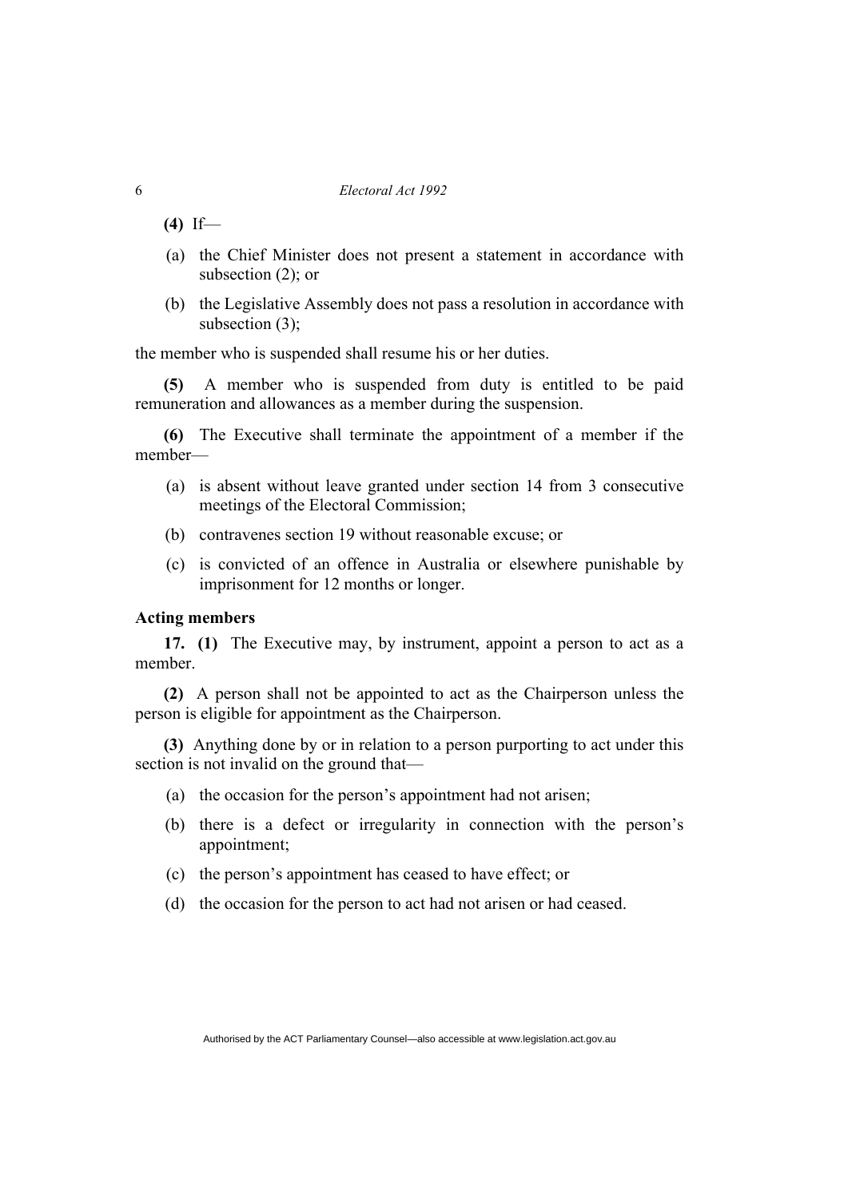**(4)** If—

(a) the Chief Minister does not present a statement in accordance with subsection (2); or

(b) the Legislative Assembly does not pass a resolution in accordance with subsection (3);

the member who is suspended shall resume his or her duties.

**(5)** A member who is suspended from duty is entitled to be paid remuneration and allowances as a member during the suspension.

**(6)** The Executive shall terminate the appointment of a member if the member—

(a) is absent without leave granted under section 14 from 3 consecutive meetings of the Electoral Commission;

(b) contravenes section 19 without reasonable excuse; or

(c) is convicted of an offence in Australia or elsewhere punishable by imprisonment for 12 months or longer.

### Acting members

**17. (1)** The Executive may, by instrument, appoint a person to act as a member.

**(2)** A person shall not be appointed to act as the Chairperson unless the person is eligible for appointment as the Chairperson.

**(3)** Anything done by or in relation to a person purporting to act under this section is not invalid on the ground that—

(a) the occasion for the person's appointment had not arisen;

(b) there is a defect or irregularity in connection with the person's appointment;

(c) the person's appointment has ceased to have effect; or

(d) the occasion for the person to act had not arisen or had ceased.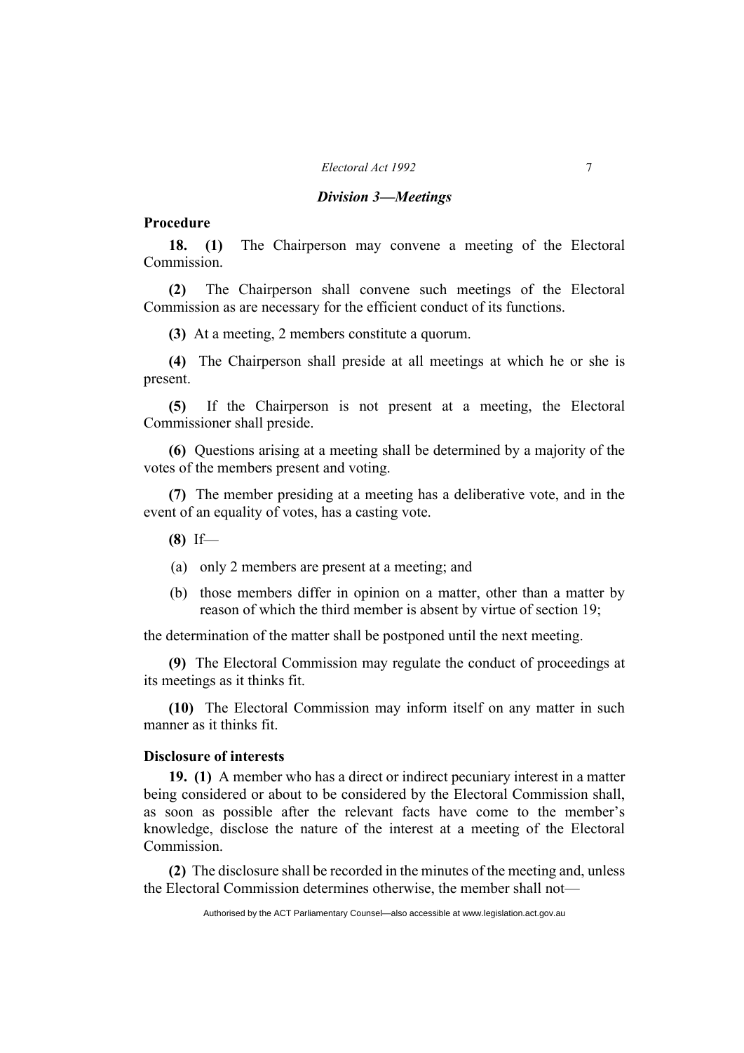### *Division 3—Meetings*

**Procedure**

**18. (1)** The Chairperson may convene a meeting of the Electoral Commission.

**(2)** The Chairperson shall convene such meetings of the Electoral Commission as are necessary for the efficient conduct of its functions.

**(3)** At a meeting, 2 members constitute a quorum.

**(4)** The Chairperson shall preside at all meetings at which he or she is present.

**(5)** If the Chairperson is not present at a meeting, the Electoral Commissioner shall preside.

**(6)** Questions arising at a meeting shall be determined by a majority of the votes of the members present and voting.

**(7)** The member presiding at a meeting has a deliberative vote, and in the event of an equality of votes, has a casting vote.

**(8)** If—

(a) only 2 members are present at a meeting; and

(b) those members differ in opinion on a matter, other than a matter by reason of which the third member is absent by virtue of section 19;

the determination of the matter shall be postponed until the next meeting.

**(9)** The Electoral Commission may regulate the conduct of proceedings at its meetings as it thinks fit.

**(10)** The Electoral Commission may inform itself on any matter in such manner as it thinks fit.

**Disclosure of interests**

**19. (1)** A member who has a direct or indirect pecuniary interest in a matter being considered or about to be considered by the Electoral Commission shall, as soon as possible after the relevant facts have come to the member's knowledge, disclose the nature of the interest at a meeting of the Electoral Commission.

**(2)** The disclosure shall be recorded in the minutes of the meeting and, unless the Electoral Commission determines otherwise, the member shall not—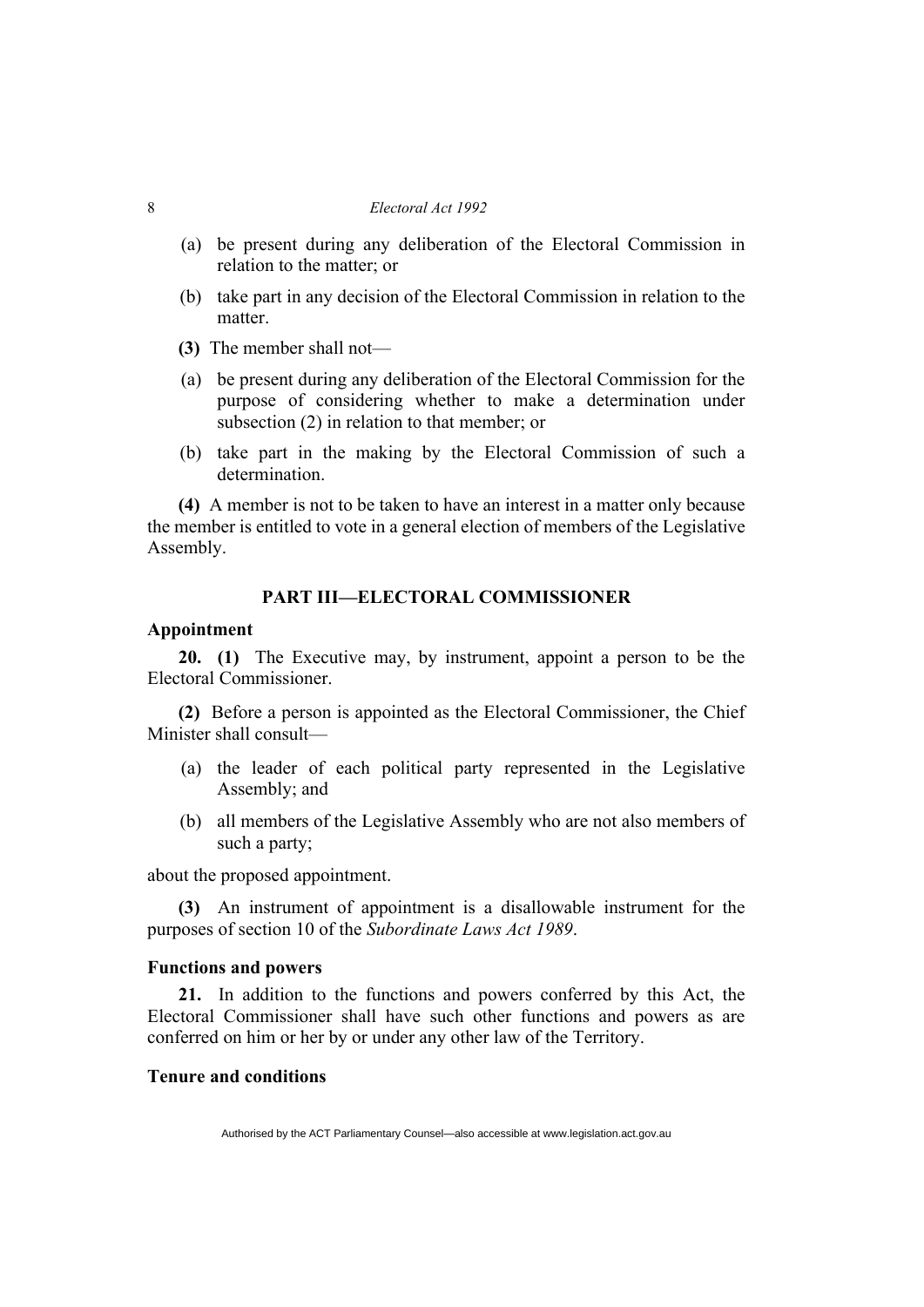(a) be present during any deliberation of the Electoral Commission in relation to the matter; or

(b) take part in any decision of the Electoral Commission in relation to the matter.

**(3)** The member shall not—

(a) be present during any deliberation of the Electoral Commission for the purpose of considering whether to make a determination under subsection (2) in relation to that member; or

(b) take part in the making by the Electoral Commission of such a determination.

**(4)** A member is not to be taken to have an interest in a matter only because the member is entitled to vote in a general election of members of the Legislative Assembly.

## PART III—ELECTORAL COMMISSIONER

### Appointment

**20. (1)** The Executive may, by instrument, appoint a person to be the Electoral Commissioner.

**(2)** Before a person is appointed as the Electoral Commissioner, the Chief Minister shall consult—

(a) the leader of each political party represented in the Legislative Assembly; and

(b) all members of the Legislative Assembly who are not also members of such a party;

about the proposed appointment.

**(3)** An instrument of appointment is a disallowable instrument for the purposes of section 10 of the *Subordinate Laws Act 1989*.

### Functions and powers

**21.** In addition to the functions and powers conferred by this Act, the Electoral Commissioner shall have such other functions and powers as are conferred on him or her by or under any other law of the Territory.

### Tenure and conditions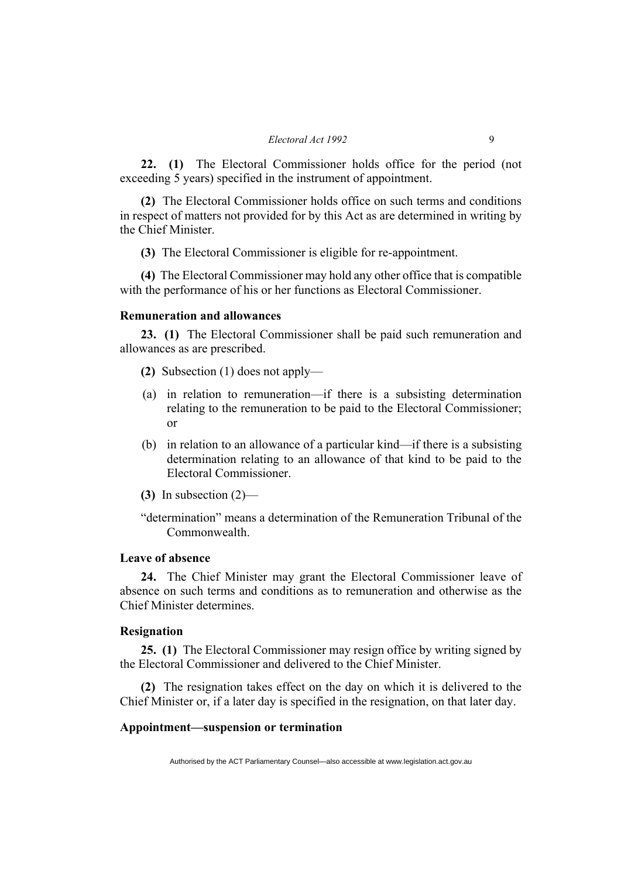**22. (1)** The Electoral Commissioner holds office for the period (not exceeding 5 years) specified in the instrument of appointment.

**(2)** The Electoral Commissioner holds office on such terms and conditions in respect of matters not provided for by this Act as are determined in writing by the Chief Minister.

**(3)** The Electoral Commissioner is eligible for re-appointment.

**(4)** The Electoral Commissioner may hold any other office that is compatible with the performance of his or her functions as Electoral Commissioner.

**Remuneration and allowances**

**23. (1)** The Electoral Commissioner shall be paid such remuneration and allowances as are prescribed.

**(2)** Subsection (1) does not apply—

(a) in relation to remuneration—if there is a subsisting determination relating to the remuneration to be paid to the Electoral Commissioner; or

(b) in relation to an allowance of a particular kind—if there is a subsisting determination relating to an allowance of that kind to be paid to the Electoral Commissioner.

**(3)** In subsection (2)—

"determination" means a determination of the Remuneration Tribunal of the Commonwealth.

**Leave of absence**

**24.** The Chief Minister may grant the Electoral Commissioner leave of absence on such terms and conditions as to remuneration and otherwise as the Chief Minister determines.

**Resignation**

**25. (1)** The Electoral Commissioner may resign office by writing signed by the Electoral Commissioner and delivered to the Chief Minister.

**(2)** The resignation takes effect on the day on which it is delivered to the Chief Minister or, if a later day is specified in the resignation, on that later day.

**Appointment—suspension or termination**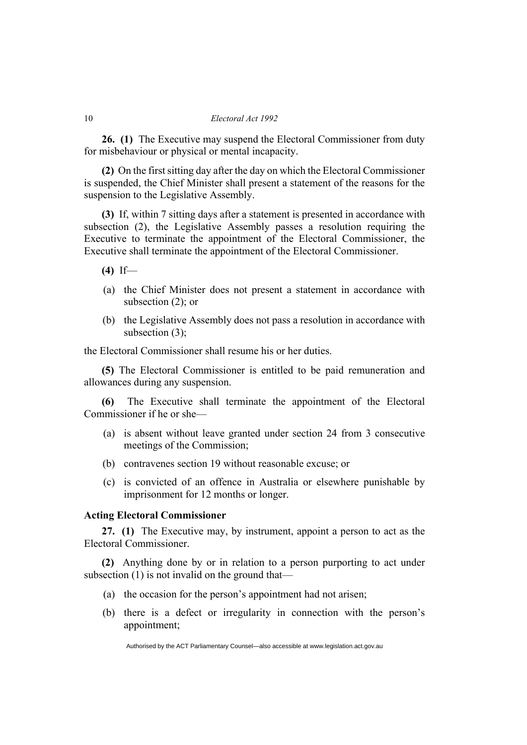**26. (1)** The Executive may suspend the Electoral Commissioner from duty for misbehaviour or physical or mental incapacity.

**(2)** On the first sitting day after the day on which the Electoral Commissioner is suspended, the Chief Minister shall present a statement of the reasons for the suspension to the Legislative Assembly.

**(3)** If, within 7 sitting days after a statement is presented in accordance with subsection (2), the Legislative Assembly passes a resolution requiring the Executive to terminate the appointment of the Electoral Commissioner, the Executive shall terminate the appointment of the Electoral Commissioner.

**(4)** If—

(a) the Chief Minister does not present a statement in accordance with subsection (2); or

(b) the Legislative Assembly does not pass a resolution in accordance with subsection (3);

the Electoral Commissioner shall resume his or her duties.

**(5)** The Electoral Commissioner is entitled to be paid remuneration and allowances during any suspension.

**(6)** The Executive shall terminate the appointment of the Electoral Commissioner if he or she—

(a) is absent without leave granted under section 24 from 3 consecutive meetings of the Commission;

(b) contravenes section 19 without reasonable excuse; or

(c) is convicted of an offence in Australia or elsewhere punishable by imprisonment for 12 months or longer.

**Acting Electoral Commissioner**

**27. (1)** The Executive may, by instrument, appoint a person to act as the Electoral Commissioner.

**(2)** Anything done by or in relation to a person purporting to act under subsection (1) is not invalid on the ground that—

(a) the occasion for the person's appointment had not arisen;

(b) there is a defect or irregularity in connection with the person's appointment;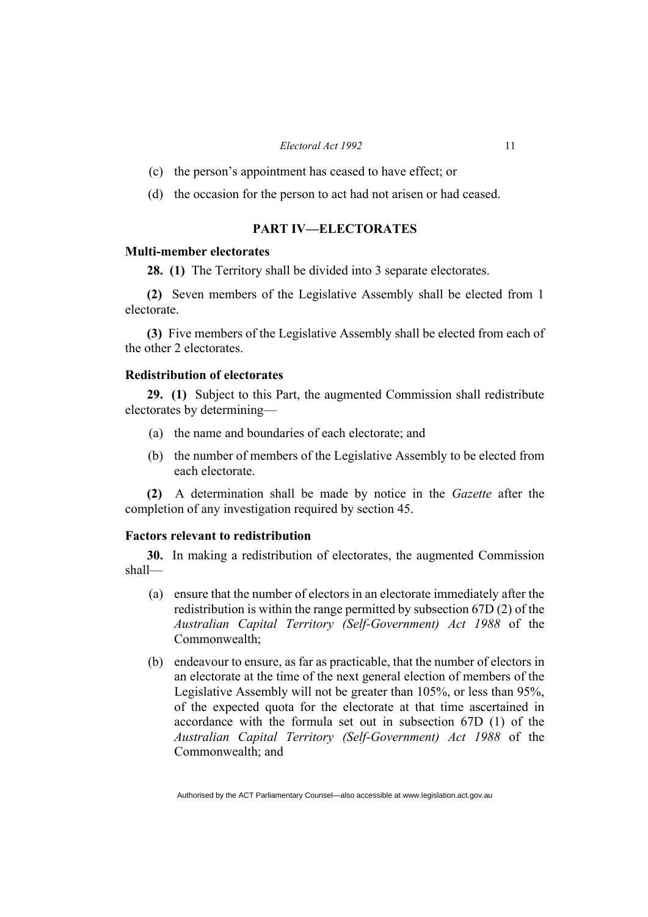(c) the person's appointment has ceased to have effect; or

(d) the occasion for the person to act had not arisen or had ceased.

## PART IV—ELECTORATES

### Multi-member electorates

**28. (1)** The Territory shall be divided into 3 separate electorates.

**(2)** Seven members of the Legislative Assembly shall be elected from 1 electorate.

**(3)** Five members of the Legislative Assembly shall be elected from each of the other 2 electorates.

### Redistribution of electorates

**29. (1)** Subject to this Part, the augmented Commission shall redistribute electorates by determining—

(a) the name and boundaries of each electorate; and

(b) the number of members of the Legislative Assembly to be elected from each electorate.

**(2)** A determination shall be made by notice in the *Gazette* after the completion of any investigation required by section 45.

### Factors relevant to redistribution

**30.** In making a redistribution of electorates, the augmented Commission shall—

(a) ensure that the number of electors in an electorate immediately after the redistribution is within the range permitted by subsection 67D (2) of the *Australian Capital Territory (Self-Government) Act 1988* of the Commonwealth;

(b) endeavour to ensure, as far as practicable, that the number of electors in an electorate at the time of the next general election of members of the Legislative Assembly will not be greater than 105%, or less than 95%, of the expected quota for the electorate at that time ascertained in accordance with the formula set out in subsection 67D (1) of the *Australian Capital Territory (Self-Government) Act 1988* of the Commonwealth; and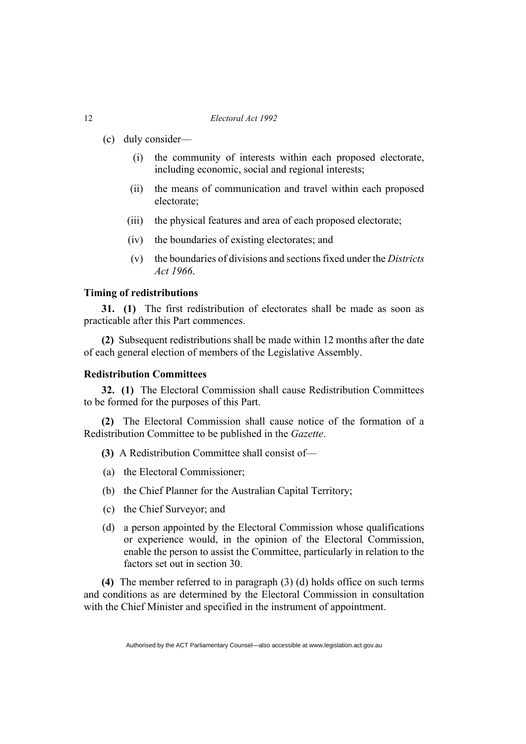(c) duly consider—

   (i) the community of interests within each proposed electorate, including economic, social and regional interests;

   (ii) the means of communication and travel within each proposed electorate;

   (iii) the physical features and area of each proposed electorate;

   (iv) the boundaries of existing electorates; and

   (v) the boundaries of divisions and sections fixed under the *Districts Act 1966*.

### Timing of redistributions

**31. (1)** The first redistribution of electorates shall be made as soon as practicable after this Part commences.

**(2)** Subsequent redistributions shall be made within 12 months after the date of each general election of members of the Legislative Assembly.

### Redistribution Committees

**32. (1)** The Electoral Commission shall cause Redistribution Committees to be formed for the purposes of this Part.

**(2)** The Electoral Commission shall cause notice of the formation of a Redistribution Committee to be published in the *Gazette*.

**(3)** A Redistribution Committee shall consist of—

(a) the Electoral Commissioner;

(b) the Chief Planner for the Australian Capital Territory;

(c) the Chief Surveyor; and

(d) a person appointed by the Electoral Commission whose qualifications or experience would, in the opinion of the Electoral Commission, enable the person to assist the Committee, particularly in relation to the factors set out in section 30.

**(4)** The member referred to in paragraph (3) (d) holds office on such terms and conditions as are determined by the Electoral Commission in consultation with the Chief Minister and specified in the instrument of appointment.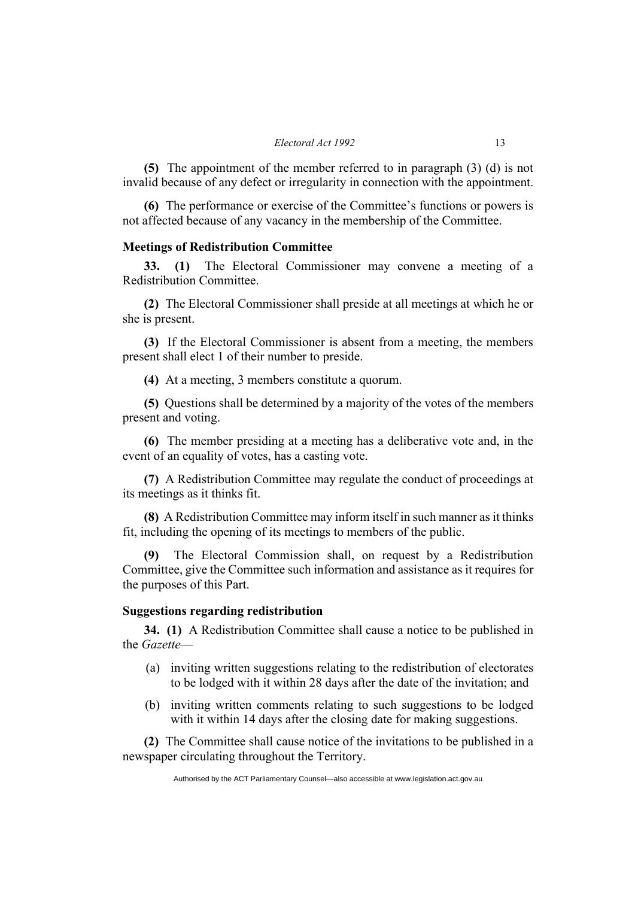**(5)** The appointment of the member referred to in paragraph (3) (d) is not invalid because of any defect or irregularity in connection with the appointment.

**(6)** The performance or exercise of the Committee's functions or powers is not affected because of any vacancy in the membership of the Committee.

### Meetings of Redistribution Committee

**33. (1)** The Electoral Commissioner may convene a meeting of a Redistribution Committee.

**(2)** The Electoral Commissioner shall preside at all meetings at which he or she is present.

**(3)** If the Electoral Commissioner is absent from a meeting, the members present shall elect 1 of their number to preside.

**(4)** At a meeting, 3 members constitute a quorum.

**(5)** Questions shall be determined by a majority of the votes of the members present and voting.

**(6)** The member presiding at a meeting has a deliberative vote and, in the event of an equality of votes, has a casting vote.

**(7)** A Redistribution Committee may regulate the conduct of proceedings at its meetings as it thinks fit.

**(8)** A Redistribution Committee may inform itself in such manner as it thinks fit, including the opening of its meetings to members of the public.

**(9)** The Electoral Commission shall, on request by a Redistribution Committee, give the Committee such information and assistance as it requires for the purposes of this Part.

### Suggestions regarding redistribution

**34. (1)** A Redistribution Committee shall cause a notice to be published in the *Gazette*—

(a) inviting written suggestions relating to the redistribution of electorates to be lodged with it within 28 days after the date of the invitation; and

(b) inviting written comments relating to such suggestions to be lodged with it within 14 days after the closing date for making suggestions.

**(2)** The Committee shall cause notice of the invitations to be published in a newspaper circulating throughout the Territory.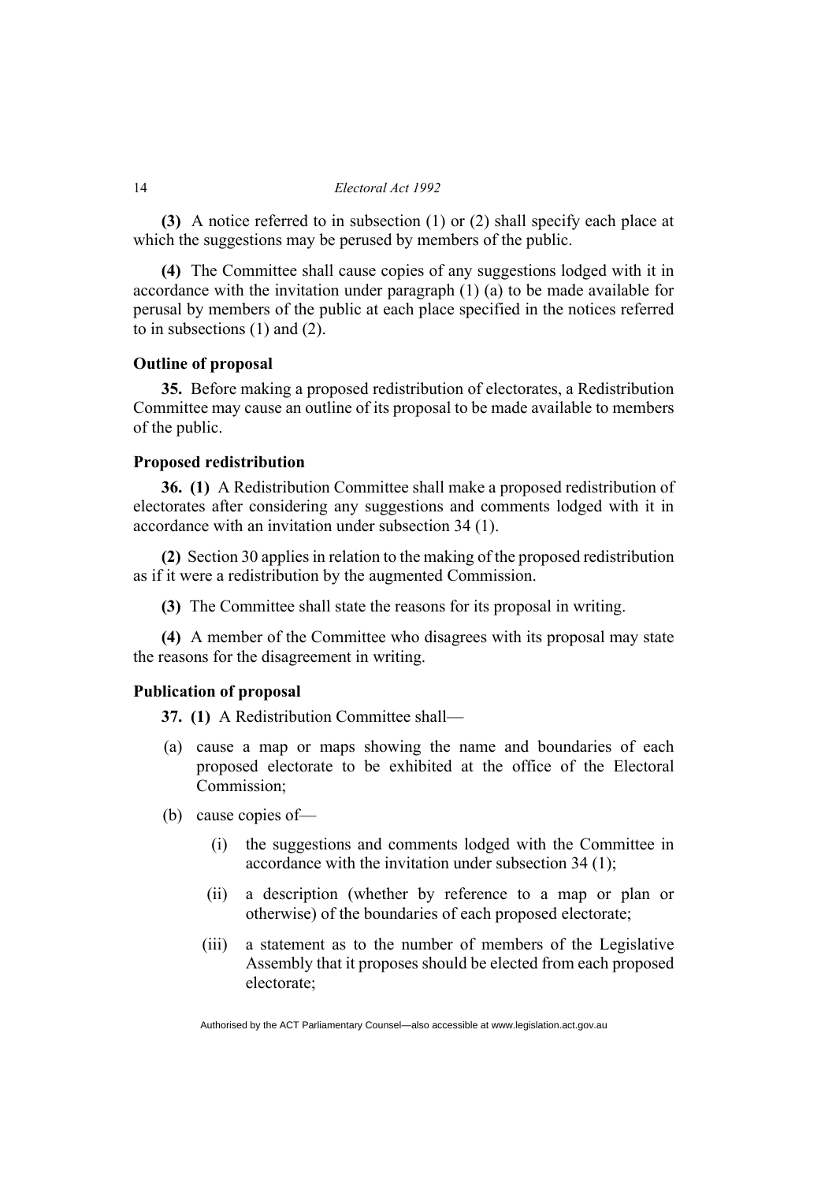**(3)** A notice referred to in subsection (1) or (2) shall specify each place at which the suggestions may be perused by members of the public.

**(4)** The Committee shall cause copies of any suggestions lodged with it in accordance with the invitation under paragraph (1) (a) to be made available for perusal by members of the public at each place specified in the notices referred to in subsections (1) and (2).

### Outline of proposal

**35.** Before making a proposed redistribution of electorates, a Redistribution Committee may cause an outline of its proposal to be made available to members of the public.

### Proposed redistribution

**36. (1)** A Redistribution Committee shall make a proposed redistribution of electorates after considering any suggestions and comments lodged with it in accordance with an invitation under subsection 34 (1).

**(2)** Section 30 applies in relation to the making of the proposed redistribution as if it were a redistribution by the augmented Commission.

**(3)** The Committee shall state the reasons for its proposal in writing.

**(4)** A member of the Committee who disagrees with its proposal may state the reasons for the disagreement in writing.

### Publication of proposal

**37. (1)** A Redistribution Committee shall—

- (a) cause a map or maps showing the name and boundaries of each proposed electorate to be exhibited at the office of the Electoral Commission;
- (b) cause copies of—
  - (i) the suggestions and comments lodged with the Committee in accordance with the invitation under subsection 34 (1);
  - (ii) a description (whether by reference to a map or plan or otherwise) of the boundaries of each proposed electorate;
  - (iii) a statement as to the number of members of the Legislative Assembly that it proposes should be elected from each proposed electorate;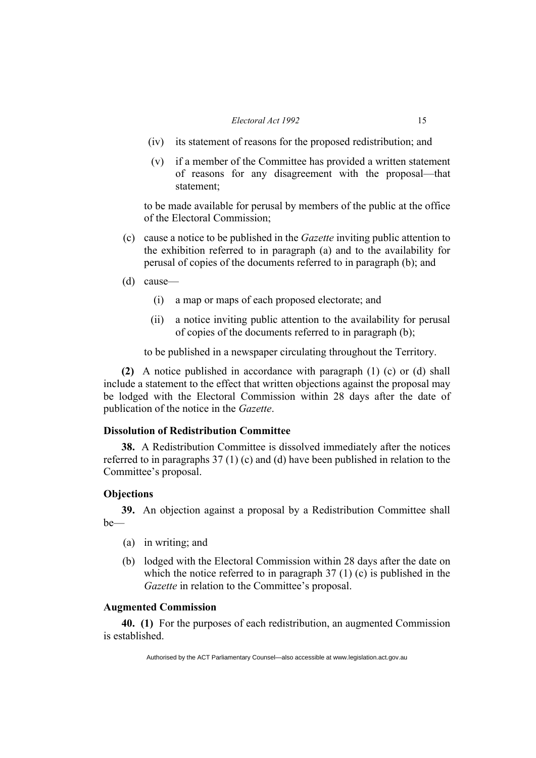(iv) its statement of reasons for the proposed redistribution; and

(v) if a member of the Committee has provided a written statement of reasons for any disagreement with the proposal—that statement;

to be made available for perusal by members of the public at the office of the Electoral Commission;

(c) cause a notice to be published in the *Gazette* inviting public attention to the exhibition referred to in paragraph (a) and to the availability for perusal of copies of the documents referred to in paragraph (b); and

(d) cause—

(i) a map or maps of each proposed electorate; and

(ii) a notice inviting public attention to the availability for perusal of copies of the documents referred to in paragraph (b);

to be published in a newspaper circulating throughout the Territory.

**(2)** A notice published in accordance with paragraph (1) (c) or (d) shall include a statement to the effect that written objections against the proposal may be lodged with the Electoral Commission within 28 days after the date of publication of the notice in the *Gazette*.

**Dissolution of Redistribution Committee**

**38.** A Redistribution Committee is dissolved immediately after the notices referred to in paragraphs 37 (1) (c) and (d) have been published in relation to the Committee's proposal.

**Objections**

**39.** An objection against a proposal by a Redistribution Committee shall be—

(a) in writing; and

(b) lodged with the Electoral Commission within 28 days after the date on which the notice referred to in paragraph 37 (1) (c) is published in the *Gazette* in relation to the Committee's proposal.

**Augmented Commission**

**40. (1)** For the purposes of each redistribution, an augmented Commission is established.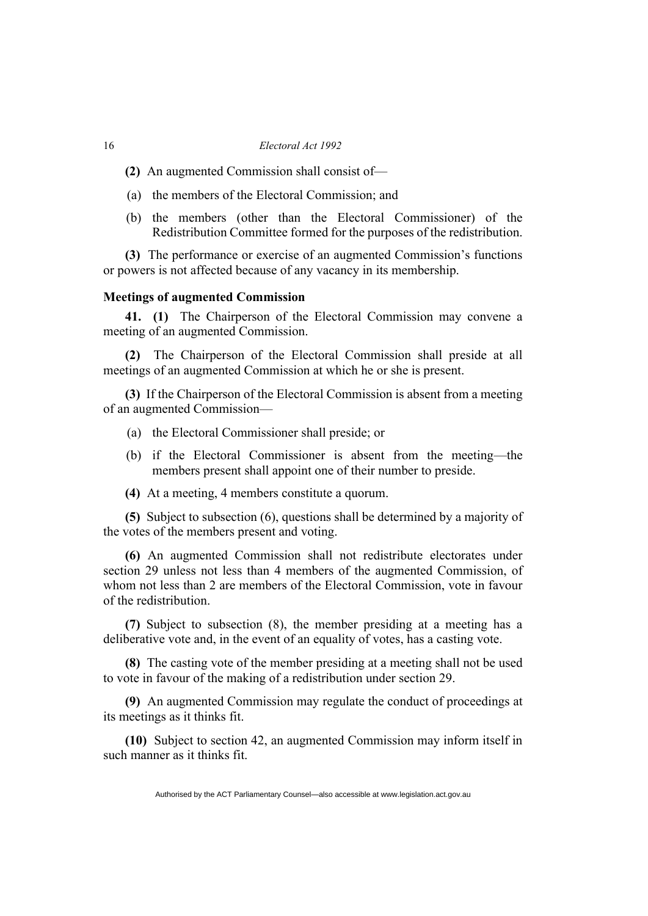**(2)** An augmented Commission shall consist of—

(a) the members of the Electoral Commission; and

(b) the members (other than the Electoral Commissioner) of the Redistribution Committee formed for the purposes of the redistribution.

**(3)** The performance or exercise of an augmented Commission's functions or powers is not affected because of any vacancy in its membership.

### Meetings of augmented Commission

**41. (1)** The Chairperson of the Electoral Commission may convene a meeting of an augmented Commission.

**(2)** The Chairperson of the Electoral Commission shall preside at all meetings of an augmented Commission at which he or she is present.

**(3)** If the Chairperson of the Electoral Commission is absent from a meeting of an augmented Commission—

(a) the Electoral Commissioner shall preside; or

(b) if the Electoral Commissioner is absent from the meeting—the members present shall appoint one of their number to preside.

**(4)** At a meeting, 4 members constitute a quorum.

**(5)** Subject to subsection (6), questions shall be determined by a majority of the votes of the members present and voting.

**(6)** An augmented Commission shall not redistribute electorates under section 29 unless not less than 4 members of the augmented Commission, of whom not less than 2 are members of the Electoral Commission, vote in favour of the redistribution.

**(7)** Subject to subsection (8), the member presiding at a meeting has a deliberative vote and, in the event of an equality of votes, has a casting vote.

**(8)** The casting vote of the member presiding at a meeting shall not be used to vote in favour of the making of a redistribution under section 29.

**(9)** An augmented Commission may regulate the conduct of proceedings at its meetings as it thinks fit.

**(10)** Subject to section 42, an augmented Commission may inform itself in such manner as it thinks fit.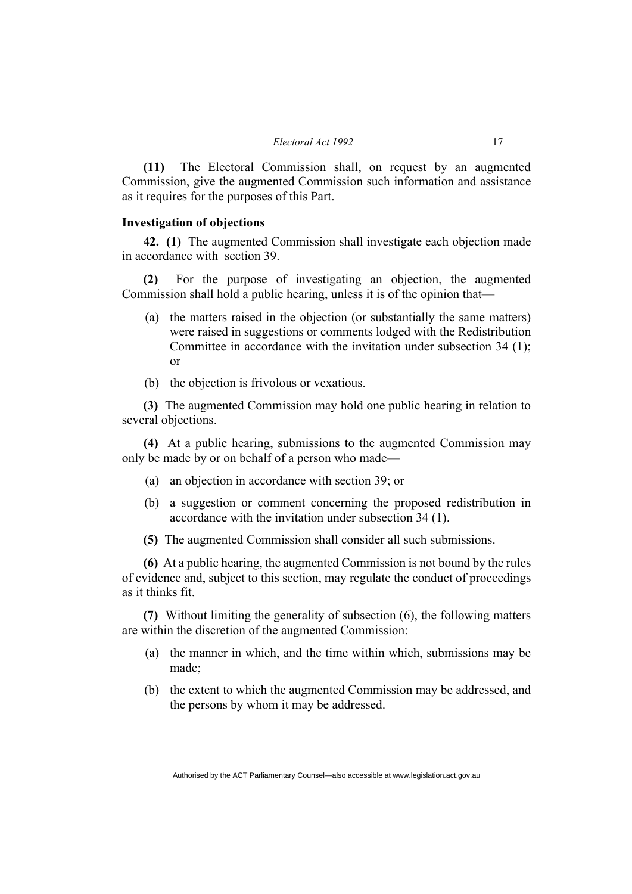**(11)** The Electoral Commission shall, on request by an augmented Commission, give the augmented Commission such information and assistance as it requires for the purposes of this Part.

### Investigation of objections

**42. (1)** The augmented Commission shall investigate each objection made in accordance with section 39.

**(2)** For the purpose of investigating an objection, the augmented Commission shall hold a public hearing, unless it is of the opinion that—

- (a) the matters raised in the objection (or substantially the same matters) were raised in suggestions or comments lodged with the Redistribution Committee in accordance with the invitation under subsection 34 (1); or
- (b) the objection is frivolous or vexatious.

**(3)** The augmented Commission may hold one public hearing in relation to several objections.

**(4)** At a public hearing, submissions to the augmented Commission may only be made by or on behalf of a person who made—

- (a) an objection in accordance with section 39; or
- (b) a suggestion or comment concerning the proposed redistribution in accordance with the invitation under subsection 34 (1).

**(5)** The augmented Commission shall consider all such submissions.

**(6)** At a public hearing, the augmented Commission is not bound by the rules of evidence and, subject to this section, may regulate the conduct of proceedings as it thinks fit.

**(7)** Without limiting the generality of subsection (6), the following matters are within the discretion of the augmented Commission:

- (a) the manner in which, and the time within which, submissions may be made;
- (b) the extent to which the augmented Commission may be addressed, and the persons by whom it may be addressed.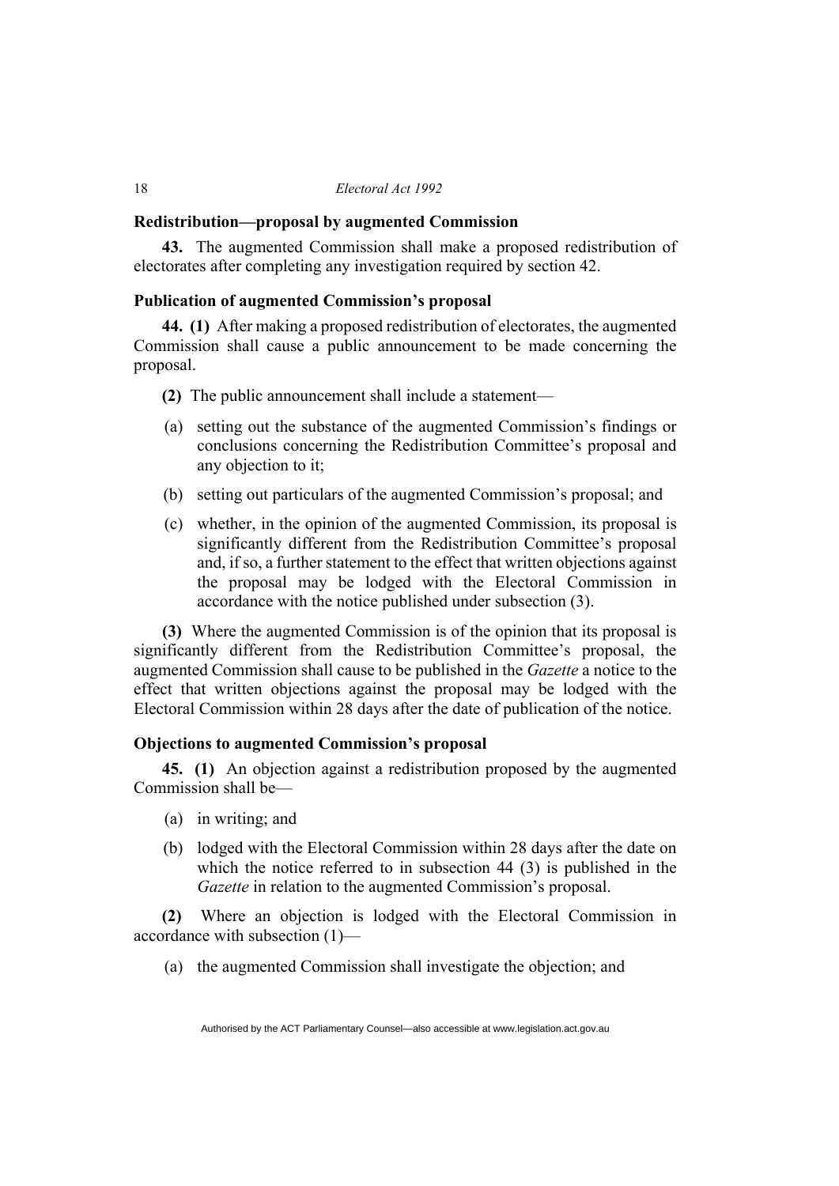### Redistribution—proposal by augmented Commission

**43.** The augmented Commission shall make a proposed redistribution of electorates after completing any investigation required by section 42.

### Publication of augmented Commission's proposal

**44. (1)** After making a proposed redistribution of electorates, the augmented Commission shall cause a public announcement to be made concerning the proposal.

**(2)** The public announcement shall include a statement—

(a) setting out the substance of the augmented Commission's findings or conclusions concerning the Redistribution Committee's proposal and any objection to it;

(b) setting out particulars of the augmented Commission's proposal; and

(c) whether, in the opinion of the augmented Commission, its proposal is significantly different from the Redistribution Committee's proposal and, if so, a further statement to the effect that written objections against the proposal may be lodged with the Electoral Commission in accordance with the notice published under subsection (3).

**(3)** Where the augmented Commission is of the opinion that its proposal is significantly different from the Redistribution Committee's proposal, the augmented Commission shall cause to be published in the *Gazette* a notice to the effect that written objections against the proposal may be lodged with the Electoral Commission within 28 days after the date of publication of the notice.

### Objections to augmented Commission's proposal

**45. (1)** An objection against a redistribution proposed by the augmented Commission shall be—

(a) in writing; and

(b) lodged with the Electoral Commission within 28 days after the date on which the notice referred to in subsection 44 (3) is published in the *Gazette* in relation to the augmented Commission's proposal.

**(2)** Where an objection is lodged with the Electoral Commission in accordance with subsection (1)—

(a) the augmented Commission shall investigate the objection; and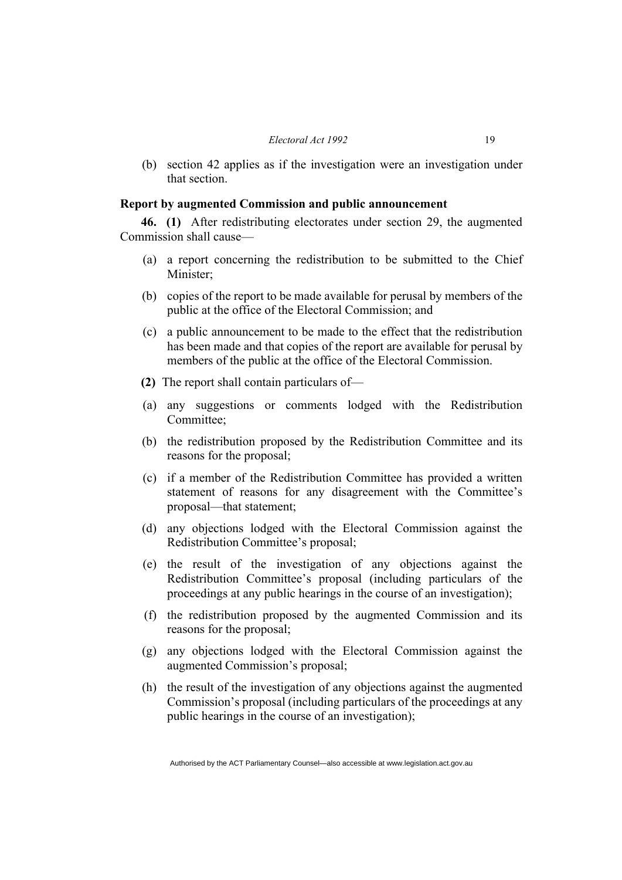(b) section 42 applies as if the investigation were an investigation under that section.

**Report by augmented Commission and public announcement**

**46. (1)** After redistributing electorates under section 29, the augmented Commission shall cause—

(a) a report concerning the redistribution to be submitted to the Chief Minister;

(b) copies of the report to be made available for perusal by members of the public at the office of the Electoral Commission; and

(c) a public announcement to be made to the effect that the redistribution has been made and that copies of the report are available for perusal by members of the public at the office of the Electoral Commission.

**(2)** The report shall contain particulars of—

(a) any suggestions or comments lodged with the Redistribution Committee;

(b) the redistribution proposed by the Redistribution Committee and its reasons for the proposal;

(c) if a member of the Redistribution Committee has provided a written statement of reasons for any disagreement with the Committee's proposal—that statement;

(d) any objections lodged with the Electoral Commission against the Redistribution Committee's proposal;

(e) the result of the investigation of any objections against the Redistribution Committee's proposal (including particulars of the proceedings at any public hearings in the course of an investigation);

(f) the redistribution proposed by the augmented Commission and its reasons for the proposal;

(g) any objections lodged with the Electoral Commission against the augmented Commission's proposal;

(h) the result of the investigation of any objections against the augmented Commission's proposal (including particulars of the proceedings at any public hearings in the course of an investigation);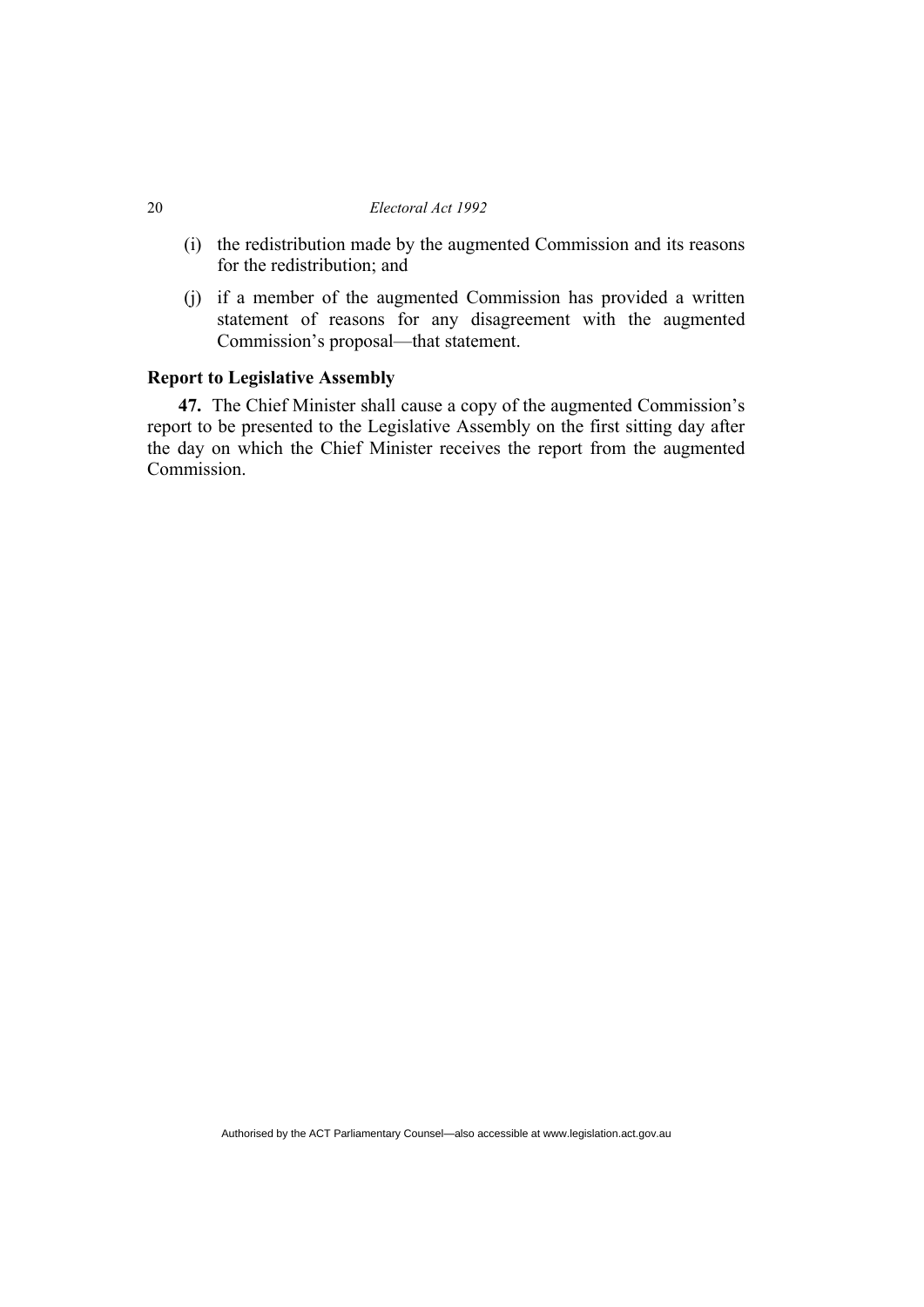(i) the redistribution made by the augmented Commission and its reasons for the redistribution; and

(j) if a member of the augmented Commission has provided a written statement of reasons for any disagreement with the augmented Commission's proposal—that statement.

**Report to Legislative Assembly**

**47.** The Chief Minister shall cause a copy of the augmented Commission's report to be presented to the Legislative Assembly on the first sitting day after the day on which the Chief Minister receives the report from the augmented Commission.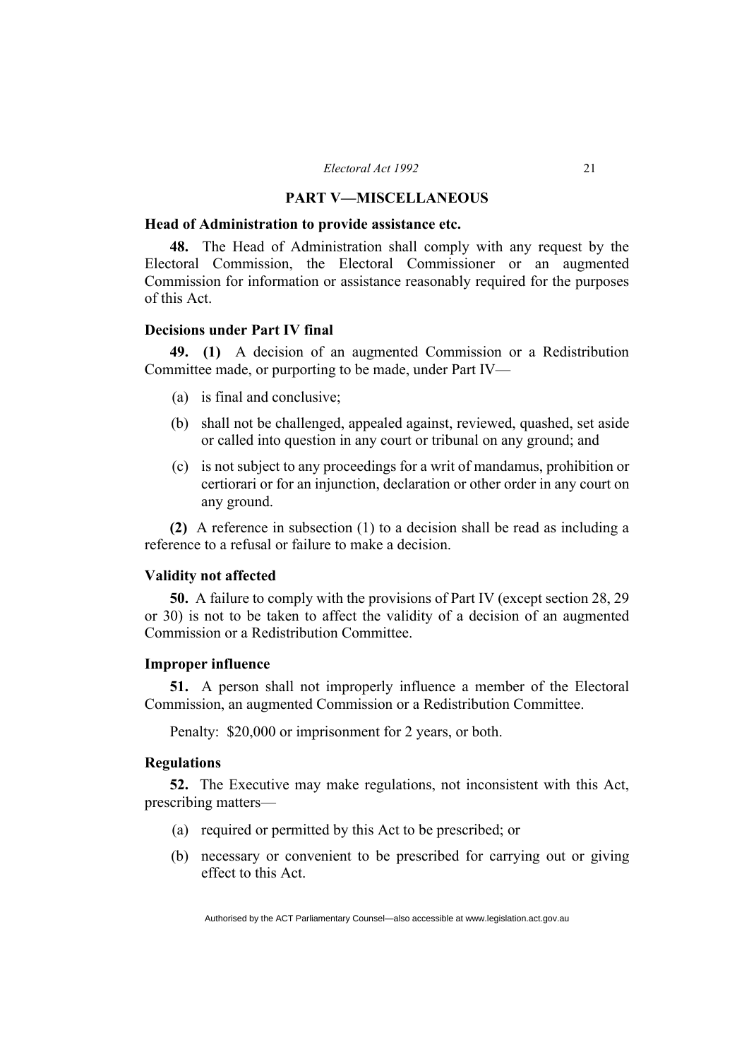## PART V—MISCELLANEOUS

### Head of Administration to provide assistance etc.

**48.** The Head of Administration shall comply with any request by the Electoral Commission, the Electoral Commissioner or an augmented Commission for information or assistance reasonably required for the purposes of this Act.

### Decisions under Part IV final

**49. (1)** A decision of an augmented Commission or a Redistribution Committee made, or purporting to be made, under Part IV—

- (a) is final and conclusive;
- (b) shall not be challenged, appealed against, reviewed, quashed, set aside or called into question in any court or tribunal on any ground; and
- (c) is not subject to any proceedings for a writ of mandamus, prohibition or certiorari or for an injunction, declaration or other order in any court on any ground.

**(2)** A reference in subsection (1) to a decision shall be read as including a reference to a refusal or failure to make a decision.

### Validity not affected

**50.** A failure to comply with the provisions of Part IV (except section 28, 29 or 30) is not to be taken to affect the validity of a decision of an augmented Commission or a Redistribution Committee.

### Improper influence

**51.** A person shall not improperly influence a member of the Electoral Commission, an augmented Commission or a Redistribution Committee.

Penalty: $20,000 or imprisonment for 2 years, or both.

### Regulations

**52.** The Executive may make regulations, not inconsistent with this Act, prescribing matters—

- (a) required or permitted by this Act to be prescribed; or
- (b) necessary or convenient to be prescribed for carrying out or giving effect to this Act.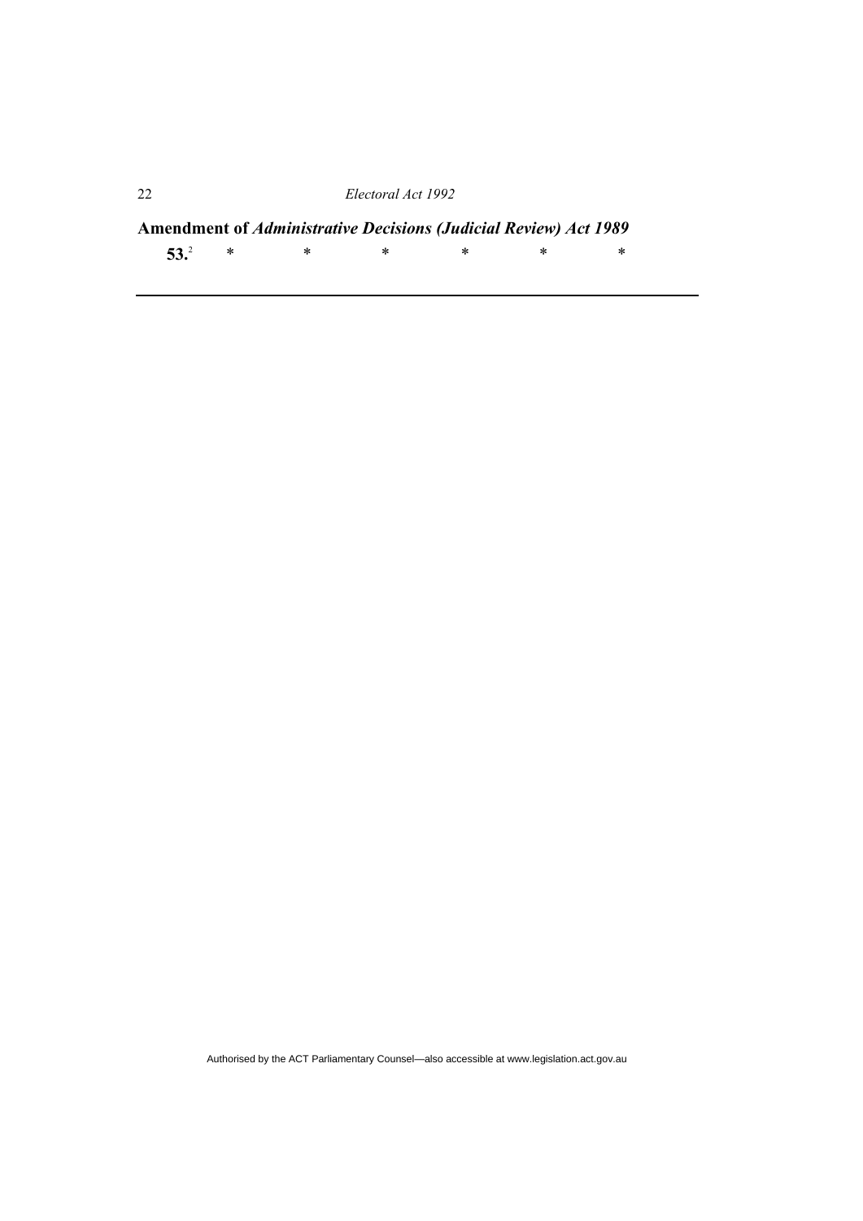**Amendment of *Administrative Decisions (Judicial Review) Act 1989***

**53.**[2] * * * * * *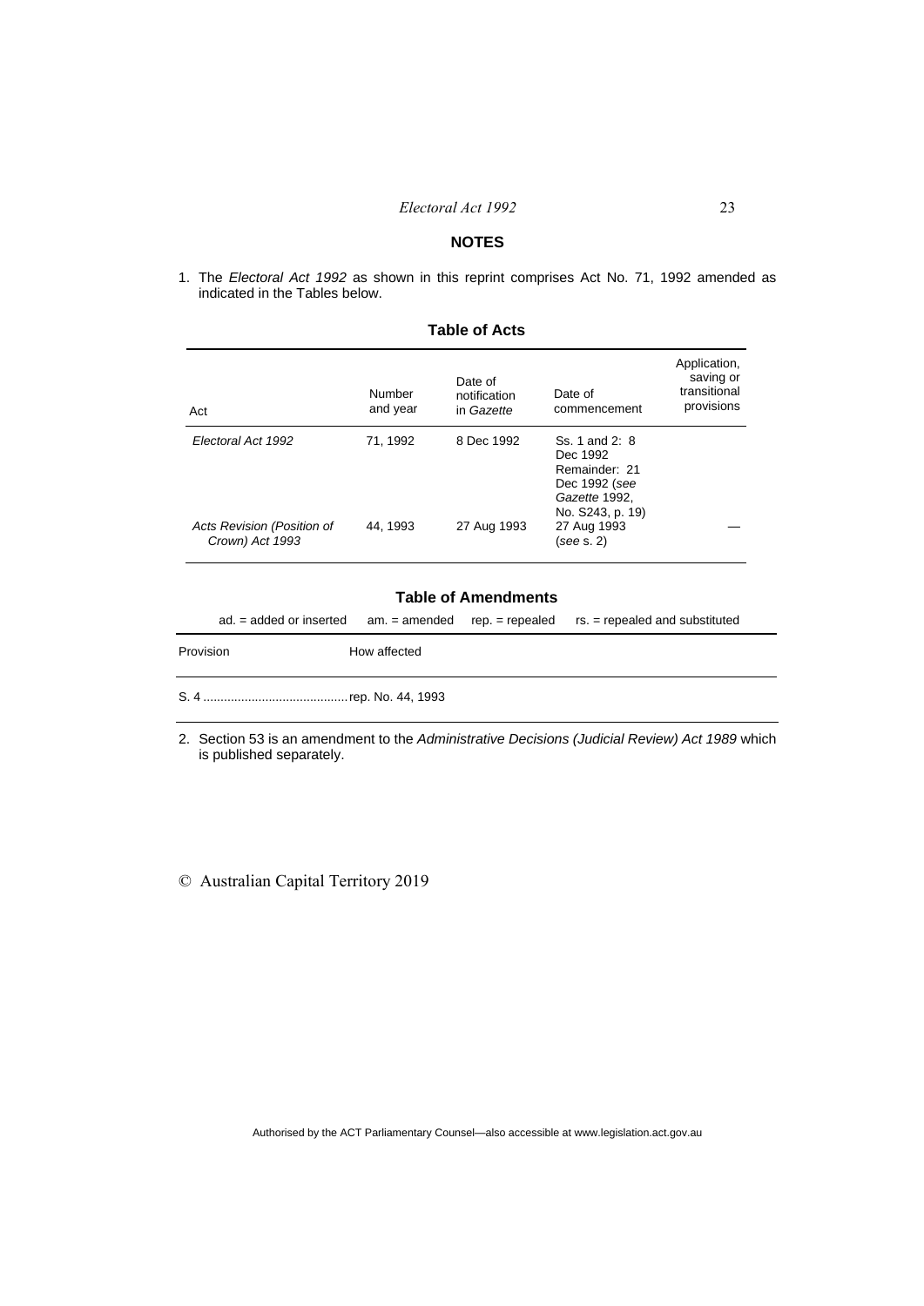## NOTES

1. The *Electoral Act 1992* as shown in this reprint comprises Act No. 71, 1992 amended as indicated in the Tables below.

### Table of Acts

| Act | Number and year | Date of notification in *Gazette* | Date of commencement | Application, saving or transitional provisions |
|---|---|---|---|---|
| *Electoral Act 1992* | 71, 1992 | 8 Dec 1992 | Ss. 1 and 2: 8 Dec 1992 Remainder: 21 Dec 1992 (*see Gazette* 1992, No. S243, p. 19) | |
| *Acts Revision (Position of Crown) Act 1993* | 44, 1993 | 27 Aug 1993 | 27 Aug 1993 (*see* s. 2) | — |

### Table of Amendments

ad. = added or inserted  am. = amended  rep. = repealed  rs. = repealed and substituted

| Provision | How affected |
|---|---|
| S. 4 | rep. No. 44, 1993 |

2. Section 53 is an amendment to the *Administrative Decisions (Judicial Review) Act 1989* which is published separately.

© Australian Capital Territory 2019